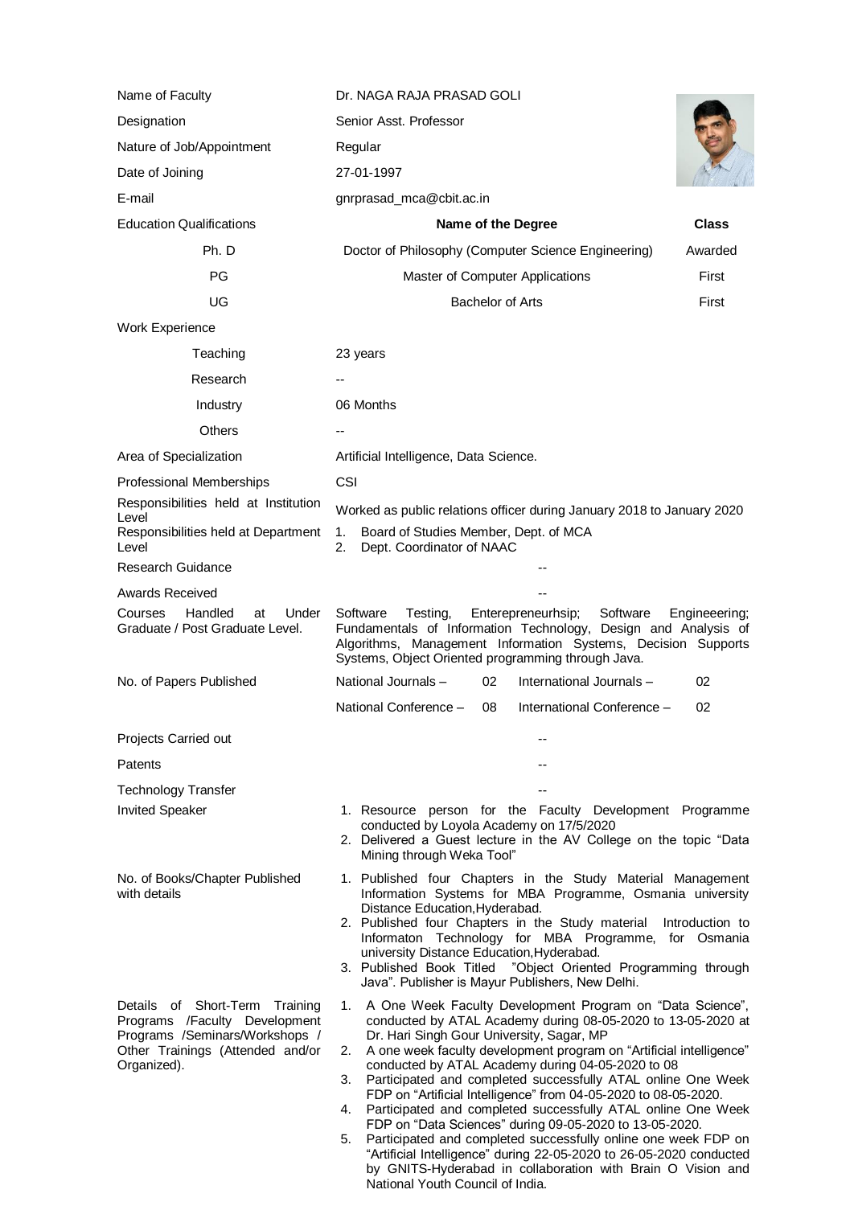| Name of Faculty | Dr. NAGA RAJA PRASAD GOLI | |
|---|---|---|
| Designation | Senior Asst. Professor | |
| Nature of Job/Appointment | Regular | |
| Date of Joining | 27-01-1997 | |
| E-mail | gnrprasad_mca@cbit.ac.in | |
| Education Qualifications | **Name of the Degree** | **Class** |
| Ph. D | Doctor of Philosophy (Computer Science Engineering) | Awarded |
| PG | Master of Computer Applications | First |
| UG | Bachelor of Arts | First |
| Work Experience | | |
| Teaching | 23 years | |
| Research | -- | |
| Industry | 06 Months | |
| Others | -- | |
| Area of Specialization | Artificial Intelligence, Data Science. | |
| Professional Memberships | CSI | |
| Responsibilities held at Institution Level | Worked as public relations officer during January 2018 to January 2020 | |
| Responsibilities held at Department Level | 1. Board of Studies Member, Dept. of MCA<br>2. Dept. Coordinator of NAAC | |
| Research Guidance | -- | |
| Awards Received | -- | |
| Courses Handled at Under Graduate / Post Graduate Level. | Software Testing, Enterepreneurhsip; Software Engineeering; Fundamentals of Information Technology, Design and Analysis of Algorithms, Management Information Systems, Decision Supports Systems, Object Oriented programming through Java. | |
| No. of Papers Published | National Journals – 02 &nbsp; International Journals – 02<br>National Conference – 08 &nbsp; International Conference – 02 | |
| Projects Carried out | -- | |
| Patents | -- | |
| Technology Transfer | -- | |
| Invited Speaker | 1. Resource person for the Faculty Development Programme conducted by Loyola Academy on 17/5/2020<br>2. Delivered a Guest lecture in the AV College on the topic "Data Mining through Weka Tool" | |
| No. of Books/Chapter Published with details | 1. Published four Chapters in the Study Material Management Information Systems for MBA Programme, Osmania university Distance Education,Hyderabad.<br>2. Published four Chapters in the Study material Introduction to Informaton Technology for MBA Programme, for Osmania university Distance Education,Hyderabad.<br>3. Published Book Titled "Object Oriented Programming through Java". Publisher is Mayur Publishers, New Delhi. | |
| Details of Short-Term Training Programs /Faculty Development Programs /Seminars/Workshops / Other Trainings (Attended and/or Organized). | 1. A One Week Faculty Development Program on "Data Science", conducted by ATAL Academy during 08-05-2020 to 13-05-2020 at Dr. Hari Singh Gour University, Sagar, MP<br>2. A one week faculty development program on "Artificial intelligence" conducted by ATAL Academy during 04-05-2020 to 08<br>3. Participated and completed successfully ATAL online One Week FDP on "Artificial Intelligence" from 04-05-2020 to 08-05-2020.<br>4. Participated and completed successfully ATAL online One Week FDP on "Data Sciences" during 09-05-2020 to 13-05-2020.<br>5. Participated and completed successfully online one week FDP on "Artificial Intelligence" during 22-05-2020 to 26-05-2020 conducted by GNITS-Hyderabad in collaboration with Brain O Vision and National Youth Council of India. | |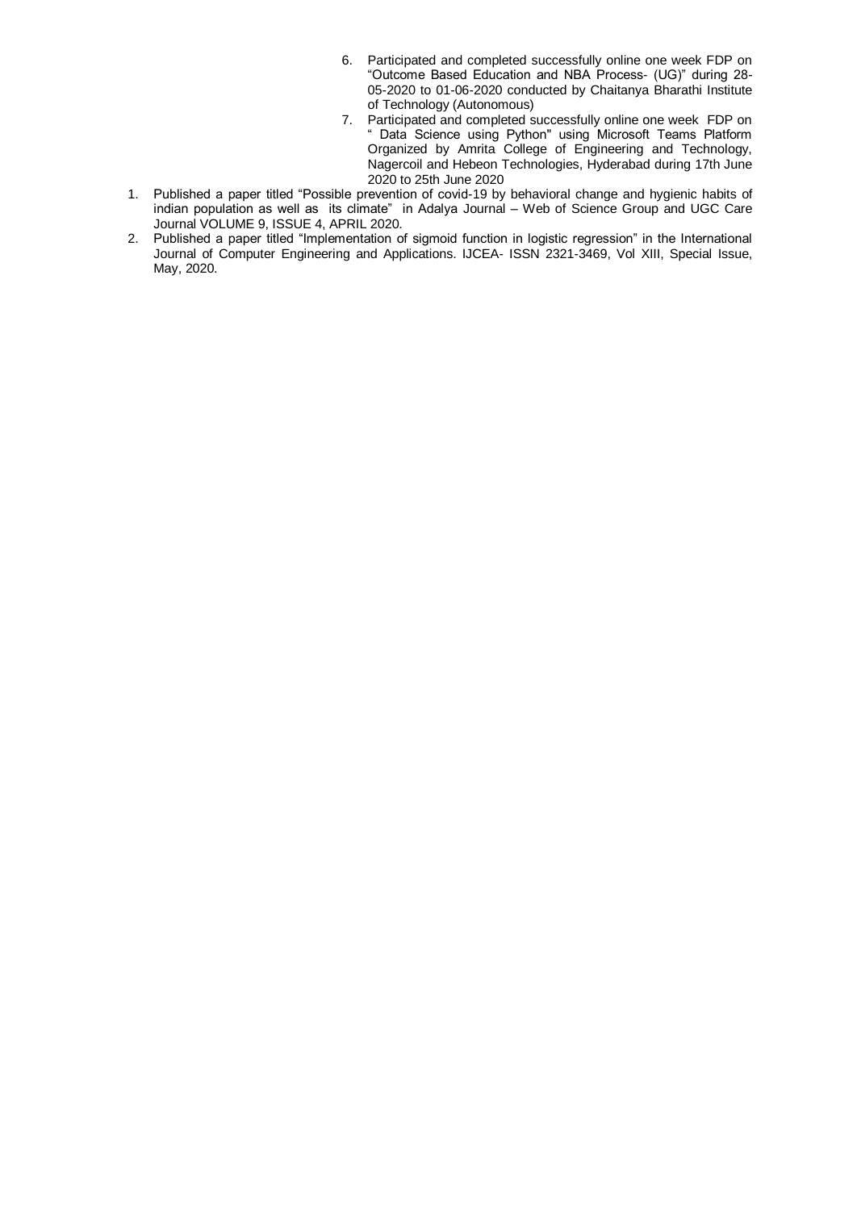6. Participated and completed successfully online one week FDP on "Outcome Based Education and NBA Process- (UG)" during 28-05-2020 to 01-06-2020 conducted by Chaitanya Bharathi Institute of Technology (Autonomous)
7. Participated and completed successfully online one week FDP on " Data Science using Python" using Microsoft Teams Platform Organized by Amrita College of Engineering and Technology, Nagercoil and Hebeon Technologies, Hyderabad during 17th June 2020 to 25th June 2020

1. Published a paper titled "Possible prevention of covid-19 by behavioral change and hygienic habits of indian population as well as its climate" in Adalya Journal – Web of Science Group and UGC Care Journal VOLUME 9, ISSUE 4, APRIL 2020.
2. Published a paper titled "Implementation of sigmoid function in logistic regression" in the International Journal of Computer Engineering and Applications. IJCEA- ISSN 2321-3469, Vol XIII, Special Issue, May, 2020.